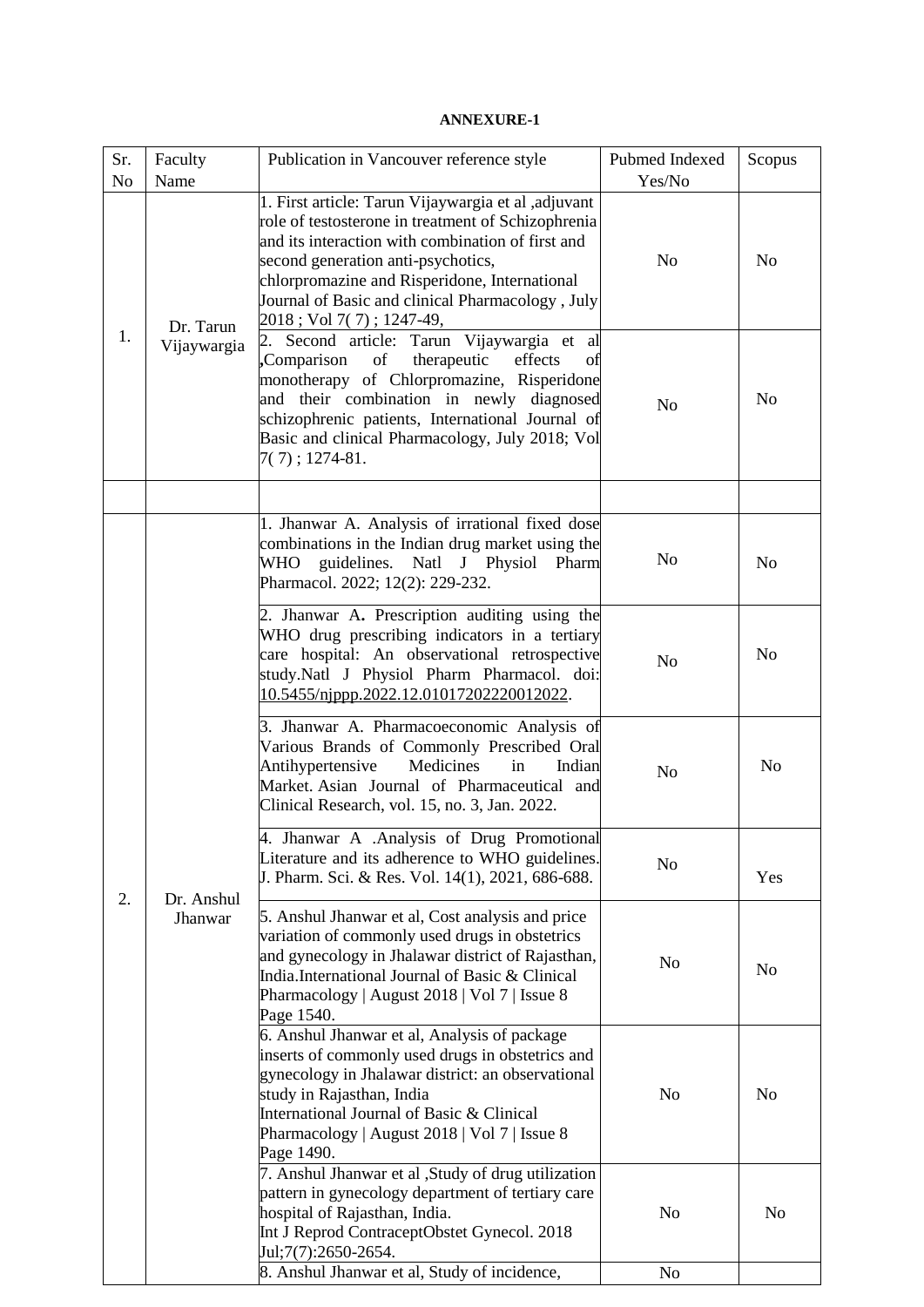**ANNEXURE-1**

| Sr. No | Faculty Name | Publication in Vancouver reference style | Pubmed Indexed Yes/No | Scopus |
|---|---|---|---|---|
| 1. | Dr. Tarun Vijaywargia | 1. First article: Tarun Vijaywargia et al ,adjuvant role of testosterone in treatment of Schizophrenia and its interaction with combination of first and second generation anti-psychotics, chlorpromazine and Risperidone, International Journal of Basic and clinical Pharmacology , July 2018 ; Vol 7( 7) ; 1247-49, | No | No |
| | | 2. Second article: Tarun Vijaywargia et al **,**Comparison of therapeutic effects of monotherapy of Chlorpromazine, Risperidone and their combination in newly diagnosed schizophrenic patients, International Journal of Basic and clinical Pharmacology, July 2018; Vol 7( 7) ; 1274-81. | No | No |
| | | | | |
| 2. | Dr. Anshul Jhanwar | 1. Jhanwar A. Analysis of irrational fixed dose combinations in the Indian drug market using the WHO guidelines. Natl J Physiol Pharm Pharmacol. 2022; 12(2): 229-232. | No | No |
| | | 2. Jhanwar A**.** Prescription auditing using the WHO drug prescribing indicators in a tertiary care hospital: An observational retrospective study.Natl J Physiol Pharm Pharmacol. doi: 10.5455/njppp.2022.12.01017202220012022. | No | No |
| | | 3. Jhanwar A. Pharmacoeconomic Analysis of Various Brands of Commonly Prescribed Oral Antihypertensive Medicines in Indian Market. Asian Journal of Pharmaceutical and Clinical Research, vol. 15, no. 3, Jan. 2022. | No | No |
| | | 4. Jhanwar A .Analysis of Drug Promotional Literature and its adherence to WHO guidelines. J. Pharm. Sci. & Res. Vol. 14(1), 2021, 686-688. | No | Yes |
| | | 5. Anshul Jhanwar et al, Cost analysis and price variation of commonly used drugs in obstetrics and gynecology in Jhalawar district of Rajasthan, India.International Journal of Basic & Clinical Pharmacology \| August 2018 \| Vol 7 \| Issue 8 Page 1540. | No | No |
| | | 6. Anshul Jhanwar et al, Analysis of package inserts of commonly used drugs in obstetrics and gynecology in Jhalawar district: an observational study in Rajasthan, India International Journal of Basic & Clinical Pharmacology \| August 2018 \| Vol 7 \| Issue 8 Page 1490. | No | No |
| | | 7. Anshul Jhanwar et al ,Study of drug utilization pattern in gynecology department of tertiary care hospital of Rajasthan, India. Int J Reprod ContraceptObstet Gynecol. 2018 Jul;7(7):2650-2654. | No | No |
| | | 8. Anshul Jhanwar et al, Study of incidence, | No | |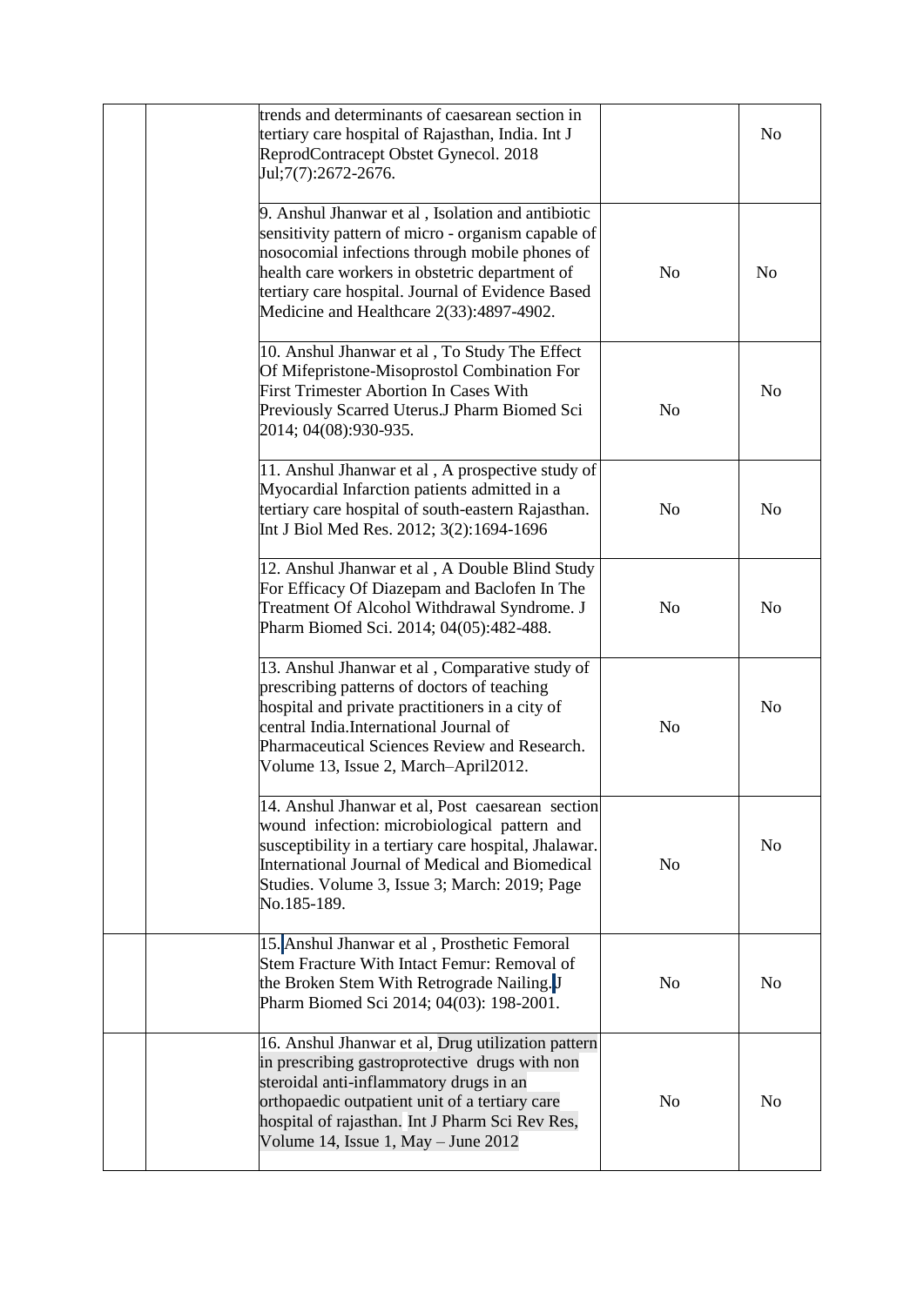| | | | | |
|---|---|---|---|---|
| | | trends and determinants of caesarean section in tertiary care hospital of Rajasthan, India. Int J ReprodContracept Obstet Gynecol. 2018 Jul;7(7):2672-2676. | | No |
| | | 9. Anshul Jhanwar et al , Isolation and antibiotic sensitivity pattern of micro - organism capable of nosocomial infections through mobile phones of health care workers in obstetric department of tertiary care hospital. Journal of Evidence Based Medicine and Healthcare 2(33):4897-4902. | No | No |
| | | 10. Anshul Jhanwar et al , To Study The Effect Of Mifepristone-Misoprostol Combination For First Trimester Abortion In Cases With Previously Scarred Uterus.J Pharm Biomed Sci 2014; 04(08):930-935. | No | No |
| | | 11. Anshul Jhanwar et al , A prospective study of Myocardial Infarction patients admitted in a tertiary care hospital of south-eastern Rajasthan. Int J Biol Med Res. 2012; 3(2):1694-1696 | No | No |
| | | 12. Anshul Jhanwar et al , A Double Blind Study For Efficacy Of Diazepam and Baclofen In The Treatment Of Alcohol Withdrawal Syndrome. J Pharm Biomed Sci. 2014; 04(05):482-488. | No | No |
| | | 13. Anshul Jhanwar et al , Comparative study of prescribing patterns of doctors of teaching hospital and private practitioners in a city of central India.International Journal of Pharmaceutical Sciences Review and Research. Volume 13, Issue 2, March–April2012. | No | No |
| | | 14. Anshul Jhanwar et al, Post caesarean section wound infection: microbiological pattern and susceptibility in a tertiary care hospital, Jhalawar. International Journal of Medical and Biomedical Studies. Volume 3, Issue 3; March: 2019; Page No.185-189. | No | No |
| | | 15. Anshul Jhanwar et al , Prosthetic Femoral Stem Fracture With Intact Femur: Removal of the Broken Stem With Retrograde Nailing. J Pharm Biomed Sci 2014; 04(03): 198-2001. | No | No |
| | | 16. Anshul Jhanwar et al, Drug utilization pattern in prescribing gastroprotective drugs with non steroidal anti-inflammatory drugs in an orthopaedic outpatient unit of a tertiary care hospital of rajasthan. Int J Pharm Sci Rev Res, Volume 14, Issue 1, May – June 2012 | No | No |